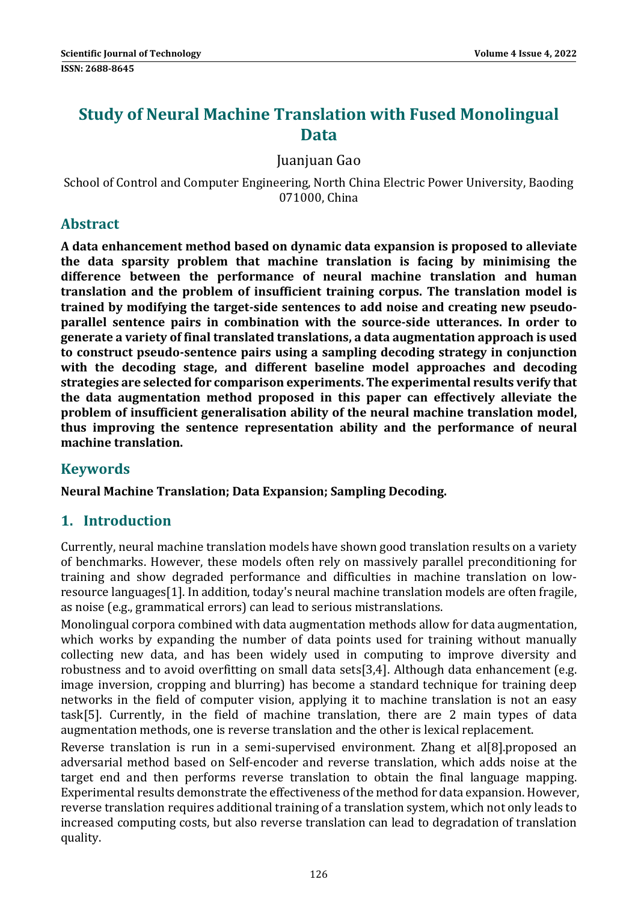# Study of Neural Machine Translation with Fused Monolingual Data

Juanjuan Gao

School of Control and Computer Engineering, North China Electric Power University, Baoding 071000, China

## Abstract

**A data enhancement method based on dynamic data expansion is proposed to alleviate the data sparsity problem that machine translation is facing by minimising the difference between the performance of neural machine translation and human translation and the problem of insufficient training corpus. The translation model is trained by modifying the target-side sentences to add noise and creating new pseudo-parallel sentence pairs in combination with the source-side utterances. In order to generate a variety of final translated translations, a data augmentation approach is used to construct pseudo-sentence pairs using a sampling decoding strategy in conjunction with the decoding stage, and different baseline model approaches and decoding strategies are selected for comparison experiments. The experimental results verify that the data augmentation method proposed in this paper can effectively alleviate the problem of insufficient generalisation ability of the neural machine translation model, thus improving the sentence representation ability and the performance of neural machine translation.**

## Keywords

**Neural Machine Translation; Data Expansion; Sampling Decoding.**

## 1. Introduction

Currently, neural machine translation models have shown good translation results on a variety of benchmarks. However, these models often rely on massively parallel preconditioning for training and show degraded performance and difficulties in machine translation on low-resource languages[1]. In addition, today's neural machine translation models are often fragile, as noise (e.g., grammatical errors) can lead to serious mistranslations.

Monolingual corpora combined with data augmentation methods allow for data augmentation, which works by expanding the number of data points used for training without manually collecting new data, and has been widely used in computing to improve diversity and robustness and to avoid overfitting on small data sets[3,4]. Although data enhancement (e.g. image inversion, cropping and blurring) has become a standard technique for training deep networks in the field of computer vision, applying it to machine translation is not an easy task[5]. Currently, in the field of machine translation, there are 2 main types of data augmentation methods, one is reverse translation and the other is lexical replacement.

Reverse translation is run in a semi-supervised environment. Zhang et al[8].proposed an adversarial method based on Self-encoder and reverse translation, which adds noise at the target end and then performs reverse translation to obtain the final language mapping. Experimental results demonstrate the effectiveness of the method for data expansion. However, reverse translation requires additional training of a translation system, which not only leads to increased computing costs, but also reverse translation can lead to degradation of translation quality.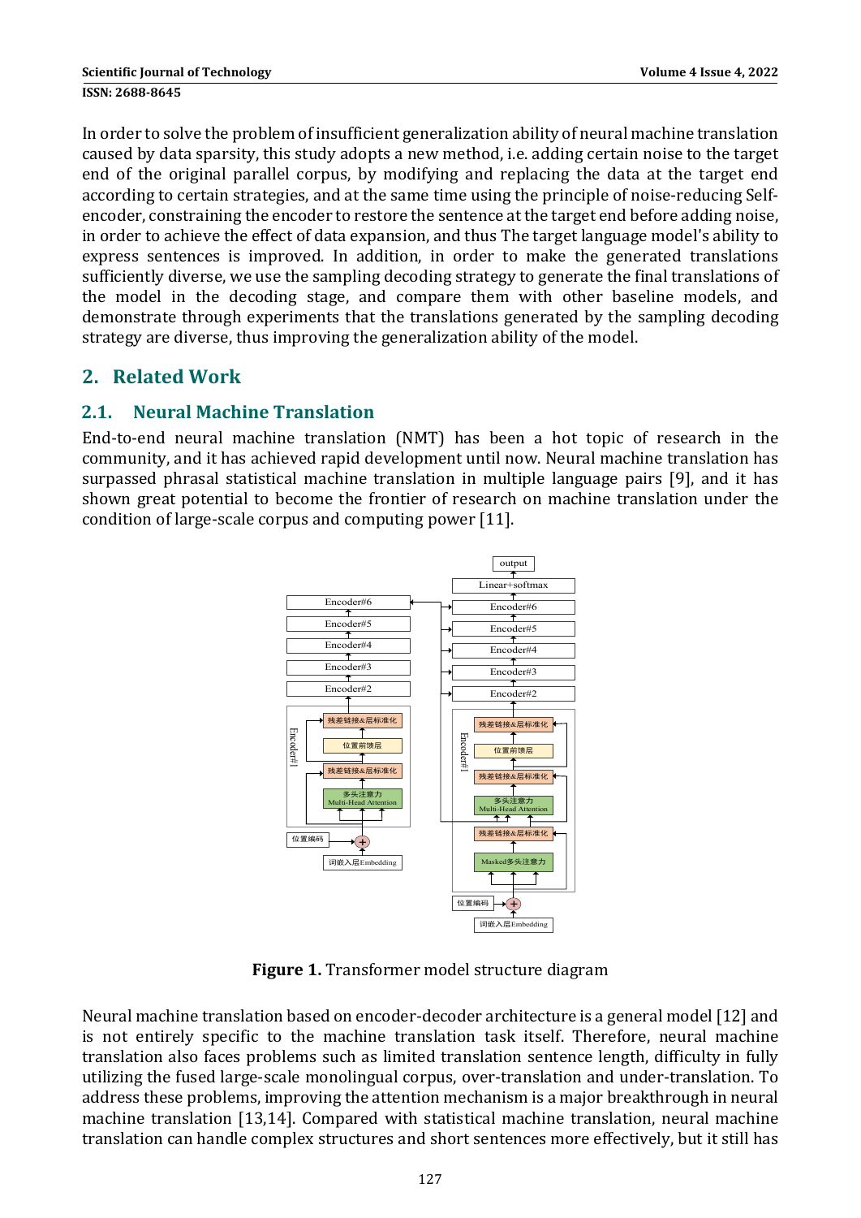In order to solve the problem of insufficient generalization ability of neural machine translation caused by data sparsity, this study adopts a new method, i.e. adding certain noise to the target end of the original parallel corpus, by modifying and replacing the data at the target end according to certain strategies, and at the same time using the principle of noise-reducing Self-encoder, constraining the encoder to restore the sentence at the target end before adding noise, in order to achieve the effect of data expansion, and thus The target language model's ability to express sentences is improved. In addition, in order to make the generated translations sufficiently diverse, we use the sampling decoding strategy to generate the final translations of the model in the decoding stage, and compare them with other baseline models, and demonstrate through experiments that the translations generated by the sampling decoding strategy are diverse, thus improving the generalization ability of the model.

## 2. Related Work

### 2.1. Neural Machine Translation

End-to-end neural machine translation (NMT) has been a hot topic of research in the community, and it has achieved rapid development until now. Neural machine translation has surpassed phrasal statistical machine translation in multiple language pairs [9], and it has shown great potential to become the frontier of research on machine translation under the condition of large-scale corpus and computing power [11].

**Figure 1.** Transformer model structure diagram

Neural machine translation based on encoder-decoder architecture is a general model [12] and is not entirely specific to the machine translation task itself. Therefore, neural machine translation also faces problems such as limited translation sentence length, difficulty in fully utilizing the fused large-scale monolingual corpus, over-translation and under-translation. To address these problems, improving the attention mechanism is a major breakthrough in neural machine translation [13,14]. Compared with statistical machine translation, neural machine translation can handle complex structures and short sentences more effectively, but it still has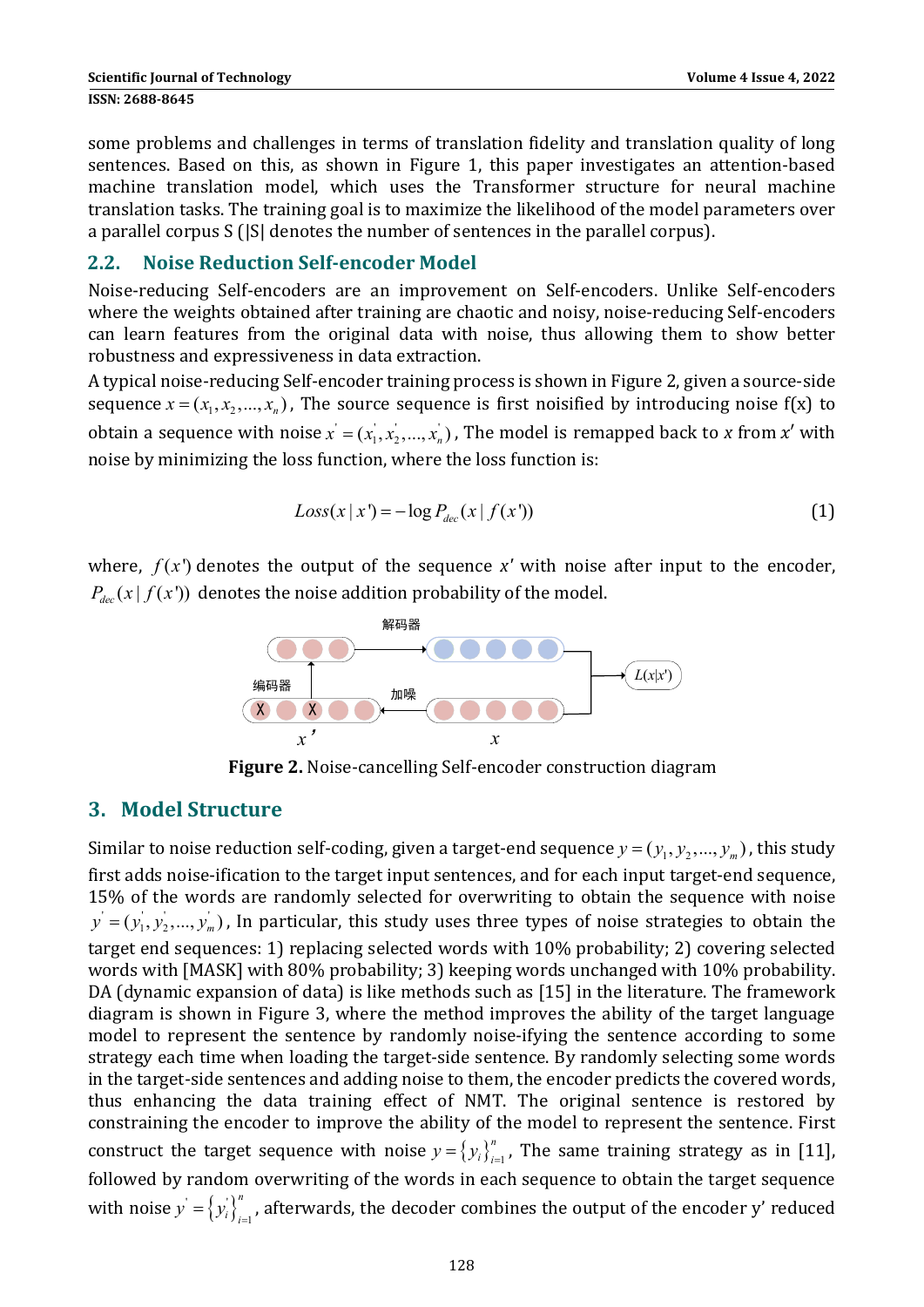some problems and challenges in terms of translation fidelity and translation quality of long sentences. Based on this, as shown in Figure 1, this paper investigates an attention-based machine translation model, which uses the Transformer structure for neural machine translation tasks. The training goal is to maximize the likelihood of the model parameters over a parallel corpus S (|S| denotes the number of sentences in the parallel corpus).

## 2.2. Noise Reduction Self-encoder Model

Noise-reducing Self-encoders are an improvement on Self-encoders. Unlike Self-encoders where the weights obtained after training are chaotic and noisy, noise-reducing Self-encoders can learn features from the original data with noise, thus allowing them to show better robustness and expressiveness in data extraction.

A typical noise-reducing Self-encoder training process is shown in Figure 2, given a source-side sequence $x=(x_1,x_2,...,x_n)$, The source sequence is first noisified by introducing noise f(x) to obtain a sequence with noise $x^{'}=(x_1^{'},x_2^{'},...,x_n^{'})$, The model is remapped back to $x$ from $x'$ with noise by minimizing the loss function, where the loss function is:

$$Loss(x\,|\,x')=-\log P_{dec}(x\,|\,f(x')) \tag{1}$$

where, $f(x')$ denotes the output of the sequence $x'$ with noise after input to the encoder, $P_{dec}(x\,|\,f(x'))$ denotes the noise addition probability of the model.

**Figure 2.** Noise-cancelling Self-encoder construction diagram

# 3. Model Structure

Similar to noise reduction self-coding, given a target-end sequence $y=(y_1,y_2,...,y_m)$, this study first adds noise-ification to the target input sentences, and for each input target-end sequence, 15% of the words are randomly selected for overwriting to obtain the sequence with noise $y^{'}=(y_1^{'},y_2^{'},...,y_m^{'})$, In particular, this study uses three types of noise strategies to obtain the target end sequences: 1) replacing selected words with 10% probability; 2) covering selected words with [MASK] with 80% probability; 3) keeping words unchanged with 10% probability. DA (dynamic expansion of data) is like methods such as [15] in the literature. The framework diagram is shown in Figure 3, where the method improves the ability of the target language model to represent the sentence by randomly noise-ifying the sentence according to some strategy each time when loading the target-side sentence. By randomly selecting some words in the target-side sentences and adding noise to them, the encoder predicts the covered words, thus enhancing the data training effect of NMT. The original sentence is restored by constraining the encoder to improve the ability of the model to represent the sentence. First construct the target sequence with noise $y=\{y_i\}_{i=1}^{n}$, The same training strategy as in [11], followed by random overwriting of the words in each sequence to obtain the target sequence with noise $y^{'}=\{y_i^{'}\}_{i=1}^{n}$, afterwards, the decoder combines the output of the encoder y' reduced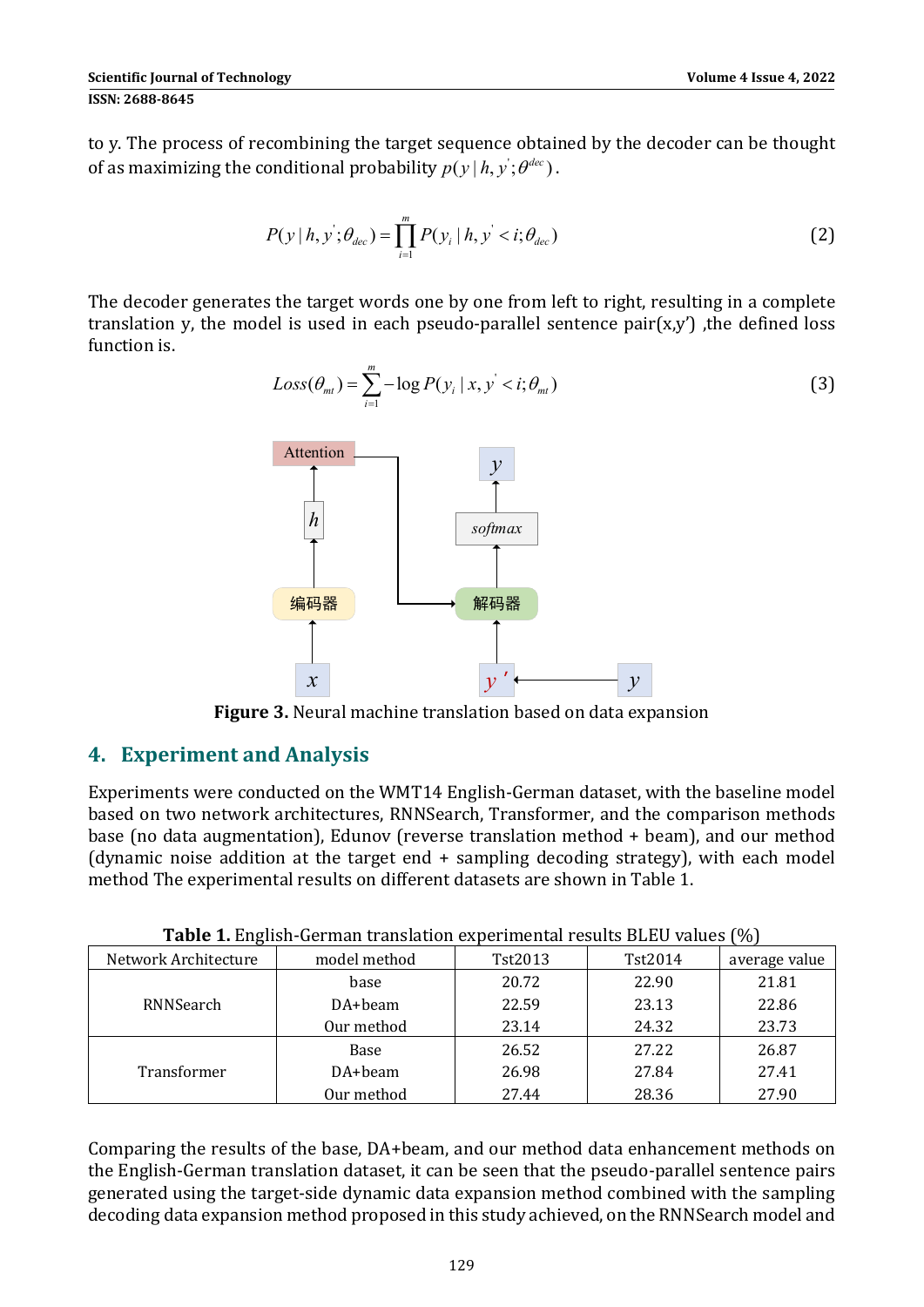to y. The process of recombining the target sequence obtained by the decoder can be thought of as maximizing the conditional probability $p(y \mid h, y^{'}; \theta^{dec})$.

$$P(y \mid h, y^{'}; \theta_{dec}) = \prod_{i=1}^{m} P(y_i \mid h, y^{'} < i; \theta_{dec}) \tag{2}$$

The decoder generates the target words one by one from left to right, resulting in a complete translation y, the model is used in each pseudo-parallel sentence pair(x,y') ,the defined loss function is.

$$Loss(\theta_{mt}) = \sum_{i=1}^{m} -\log P(y_i \mid x, y^{'} < i; \theta_{mt}) \tag{3}$$

**Figure 3.** Neural machine translation based on data expansion

## 4. Experiment and Analysis

Experiments were conducted on the WMT14 English-German dataset, with the baseline model based on two network architectures, RNNSearch, Transformer, and the comparison methods base (no data augmentation), Edunov (reverse translation method + beam), and our method (dynamic noise addition at the target end + sampling decoding strategy), with each model method The experimental results on different datasets are shown in Table 1.

**Table 1.** English-German translation experimental results BLEU values (%)

| Network Architecture | model method | Tst2013 | Tst2014 | average value |
|---|---|---|---|---|
| RNNSearch | base | 20.72 | 22.90 | 21.81 |
| | DA+beam | 22.59 | 23.13 | 22.86 |
| | Our method | 23.14 | 24.32 | 23.73 |
| Transformer | Base | 26.52 | 27.22 | 26.87 |
| | DA+beam | 26.98 | 27.84 | 27.41 |
| | Our method | 27.44 | 28.36 | 27.90 |

Comparing the results of the base, DA+beam, and our method data enhancement methods on the English-German translation dataset, it can be seen that the pseudo-parallel sentence pairs generated using the target-side dynamic data expansion method combined with the sampling decoding data expansion method proposed in this study achieved, on the RNNSearch model and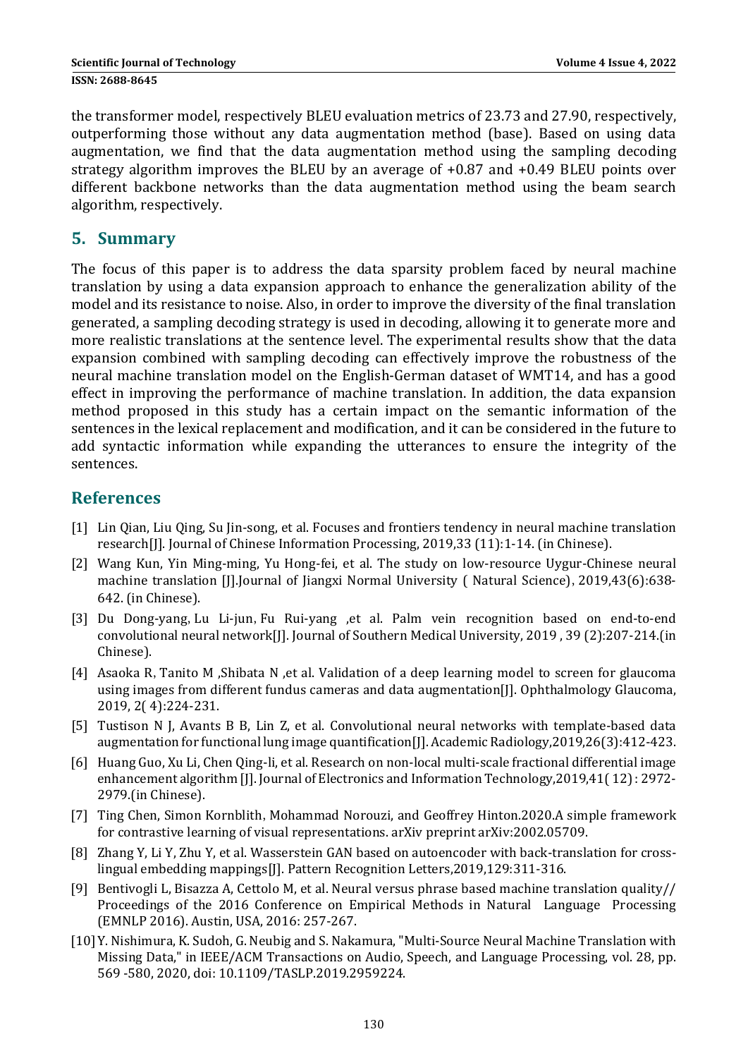the transformer model, respectively BLEU evaluation metrics of 23.73 and 27.90, respectively, outperforming those without any data augmentation method (base). Based on using data augmentation, we find that the data augmentation method using the sampling decoding strategy algorithm improves the BLEU by an average of +0.87 and +0.49 BLEU points over different backbone networks than the data augmentation method using the beam search algorithm, respectively.

## 5. Summary

The focus of this paper is to address the data sparsity problem faced by neural machine translation by using a data expansion approach to enhance the generalization ability of the model and its resistance to noise. Also, in order to improve the diversity of the final translation generated, a sampling decoding strategy is used in decoding, allowing it to generate more and more realistic translations at the sentence level. The experimental results show that the data expansion combined with sampling decoding can effectively improve the robustness of the neural machine translation model on the English-German dataset of WMT14, and has a good effect in improving the performance of machine translation. In addition, the data expansion method proposed in this study has a certain impact on the semantic information of the sentences in the lexical replacement and modification, and it can be considered in the future to add syntactic information while expanding the utterances to ensure the integrity of the sentences.

## References

[1] Lin Qian, Liu Qing, Su Jin-song, et al. Focuses and frontiers tendency in neural machine translation research[J]. Journal of Chinese Information Processing, 2019,33 (11):1-14. (in Chinese).

[2] Wang Kun, Yin Ming-ming, Yu Hong-fei, et al. The study on low-resource Uygur-Chinese neural machine translation [J].Journal of Jiangxi Normal University ( Natural Science), 2019,43(6):638-642. (in Chinese).

[3] Du Dong-yang, Lu Li-jun, Fu Rui-yang ,et al. Palm vein recognition based on end-to-end convolutional neural network[J]. Journal of Southern Medical University, 2019 , 39 (2):207-214.(in Chinese).

[4] Asaoka R, Tanito M ,Shibata N ,et al. Validation of a deep learning model to screen for glaucoma using images from different fundus cameras and data augmentation[J]. Ophthalmology Glaucoma, 2019, 2( 4):224-231.

[5] Tustison N J, Avants B B, Lin Z, et al. Convolutional neural networks with template-based data augmentation for functional lung image quantification[J]. Academic Radiology,2019,26(3):412-423.

[6] Huang Guo, Xu Li, Chen Qing-li, et al. Research on non-local multi-scale fractional differential image enhancement algorithm [J]. Journal of Electronics and Information Technology,2019,41( 12) : 2972-2979.(in Chinese).

[7] Ting Chen, Simon Kornblith, Mohammad Norouzi, and Geoffrey Hinton.2020.A simple framework for contrastive learning of visual representations. arXiv preprint arXiv:2002.05709.

[8] Zhang Y, Li Y, Zhu Y, et al. Wasserstein GAN based on autoencoder with back-translation for cross-lingual embedding mappings[J]. Pattern Recognition Letters,2019,129:311-316.

[9] Bentivogli L, Bisazza A, Cettolo M, et al. Neural versus phrase based machine translation quality// Proceedings of the 2016 Conference on Empirical Methods in Natural Language Processing (EMNLP 2016). Austin, USA, 2016: 257-267.

[10] Y. Nishimura, K. Sudoh, G. Neubig and S. Nakamura, "Multi-Source Neural Machine Translation with Missing Data," in IEEE/ACM Transactions on Audio, Speech, and Language Processing, vol. 28, pp. 569 -580, 2020, doi: 10.1109/TASLP.2019.2959224.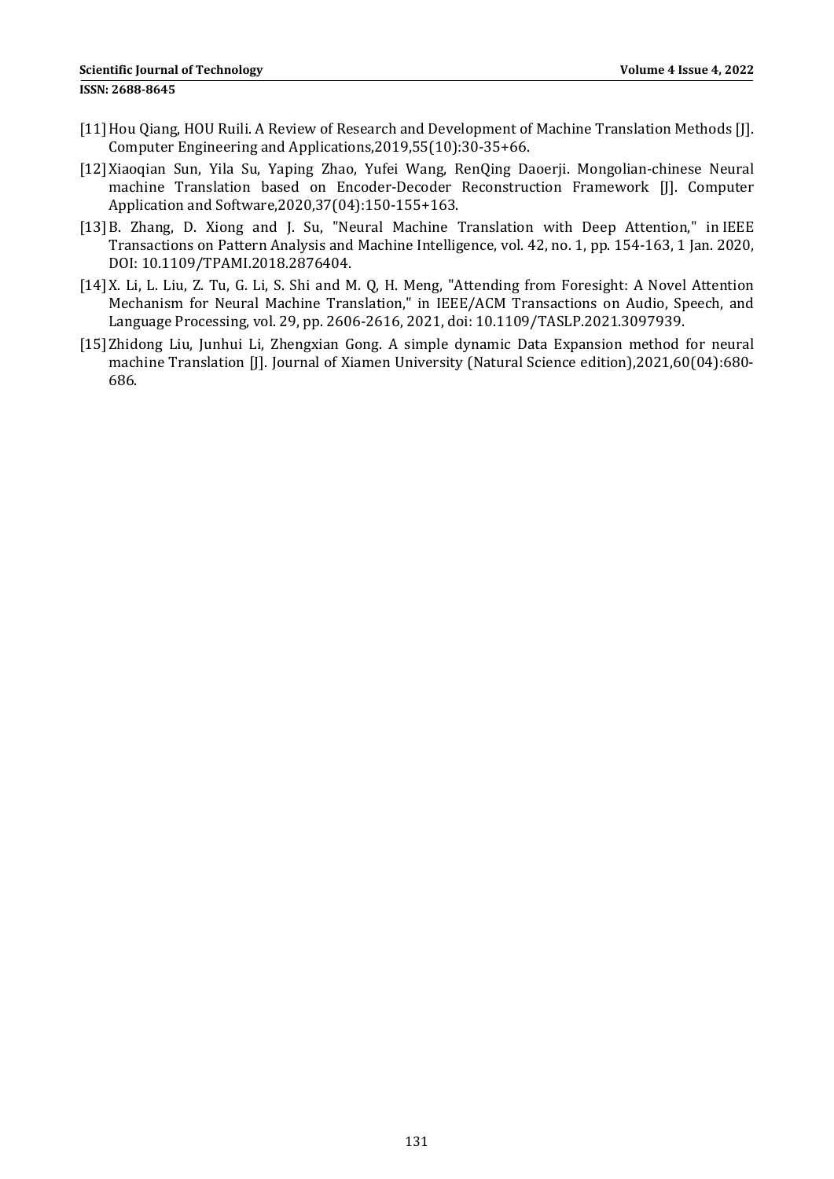[11] Hou Qiang, HOU Ruili. A Review of Research and Development of Machine Translation Methods [J]. Computer Engineering and Applications,2019,55(10):30-35+66.

[12] Xiaoqian Sun, Yila Su, Yaping Zhao, Yufei Wang, RenQing Daoerji. Mongolian-chinese Neural machine Translation based on Encoder-Decoder Reconstruction Framework [J]. Computer Application and Software,2020,37(04):150-155+163.

[13] B. Zhang, D. Xiong and J. Su, "Neural Machine Translation with Deep Attention," in IEEE Transactions on Pattern Analysis and Machine Intelligence, vol. 42, no. 1, pp. 154-163, 1 Jan. 2020, DOI: 10.1109/TPAMI.2018.2876404.

[14] X. Li, L. Liu, Z. Tu, G. Li, S. Shi and M. Q, H. Meng, "Attending from Foresight: A Novel Attention Mechanism for Neural Machine Translation," in IEEE/ACM Transactions on Audio, Speech, and Language Processing, vol. 29, pp. 2606-2616, 2021, doi: 10.1109/TASLP.2021.3097939.

[15] Zhidong Liu, Junhui Li, Zhengxian Gong. A simple dynamic Data Expansion method for neural machine Translation [J]. Journal of Xiamen University (Natural Science edition),2021,60(04):680-686.